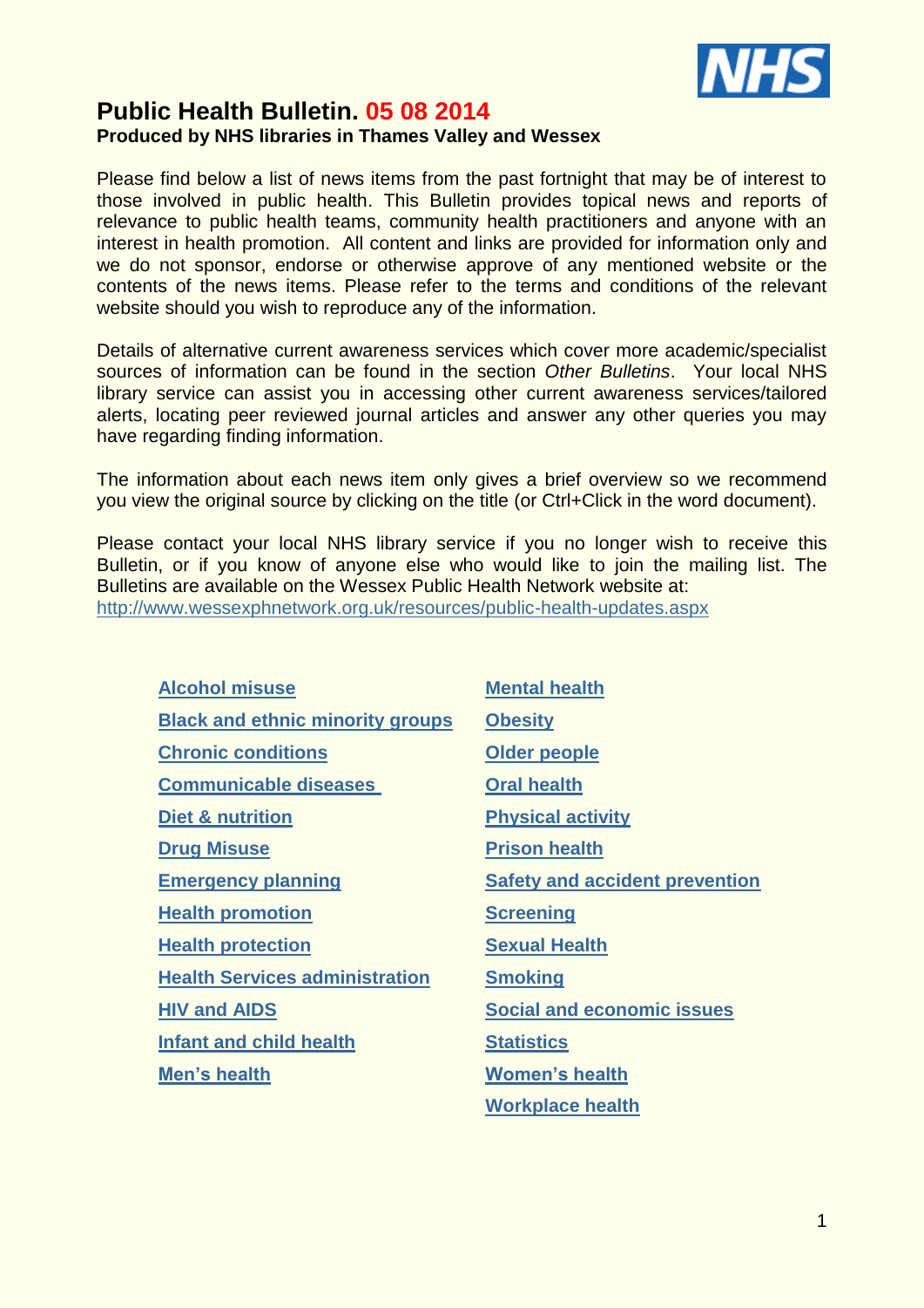# Public Health Bulletin. 05 08 2014

**Produced by NHS libraries in Thames Valley and Wessex**

Please find below a list of news items from the past fortnight that may be of interest to those involved in public health. This Bulletin provides topical news and reports of relevance to public health teams, community health practitioners and anyone with an interest in health promotion. All content and links are provided for information only and we do not sponsor, endorse or otherwise approve of any mentioned website or the contents of the news items. Please refer to the terms and conditions of the relevant website should you wish to reproduce any of the information.

Details of alternative current awareness services which cover more academic/specialist sources of information can be found in the section *Other Bulletins*. Your local NHS library service can assist you in accessing other current awareness services/tailored alerts, locating peer reviewed journal articles and answer any other queries you may have regarding finding information.

The information about each news item only gives a brief overview so we recommend you view the original source by clicking on the title (or Ctrl+Click in the word document).

Please contact your local NHS library service if you no longer wish to receive this Bulletin, or if you know of anyone else who would like to join the mailing list. The Bulletins are available on the Wessex Public Health Network website at: http://www.wessexphnetwork.org.uk/resources/public-health-updates.aspx

- **Alcohol misuse**
- **Black and ethnic minority groups**
- **Chronic conditions**
- **Communicable diseases**
- **Diet & nutrition**
- **Drug Misuse**
- **Emergency planning**
- **Health promotion**
- **Health protection**
- **Health Services administration**
- **HIV and AIDS**
- **Infant and child health**
- **Men's health**
- **Mental health**
- **Obesity**
- **Older people**
- **Oral health**
- **Physical activity**
- **Prison health**
- **Safety and accident prevention**
- **Screening**
- **Sexual Health**
- **Smoking**
- **Social and economic issues**
- **Statistics**
- **Women's health**
- **Workplace health**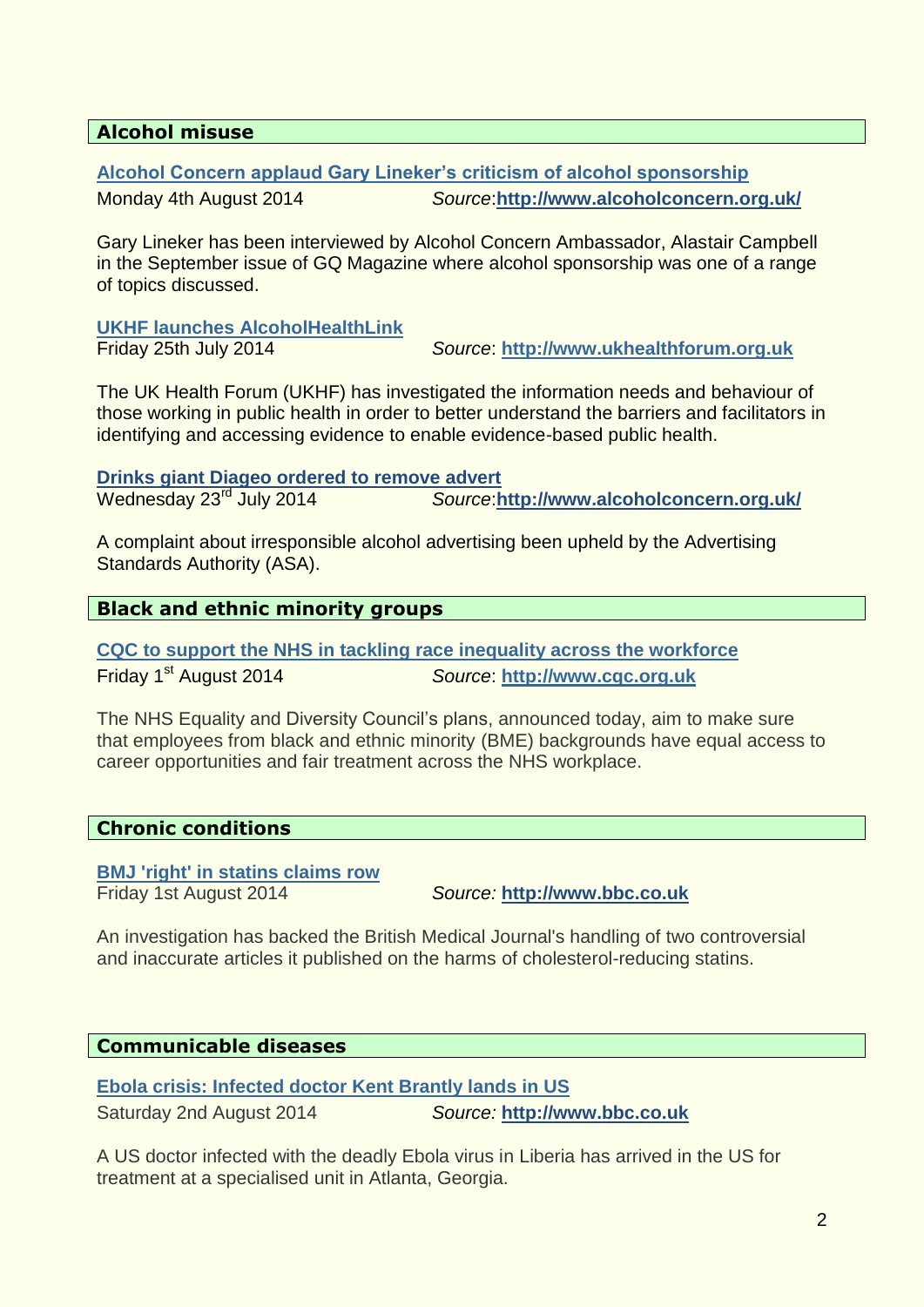## Alcohol misuse

**Alcohol Concern applaud Gary Lineker's criticism of alcohol sponsorship**

Monday 4th August 2014 *Source*:**http://www.alcoholconcern.org.uk/**

Gary Lineker has been interviewed by Alcohol Concern Ambassador, Alastair Campbell in the September issue of GQ Magazine where alcohol sponsorship was one of a range of topics discussed.

**UKHF launches AlcoholHealthLink**

Friday 25th July 2014 *Source*: **http://www.ukhealthforum.org.uk**

The UK Health Forum (UKHF) has investigated the information needs and behaviour of those working in public health in order to better understand the barriers and facilitators in identifying and accessing evidence to enable evidence-based public health.

**Drinks giant Diageo ordered to remove advert**

Wednesday 23rd July 2014 *Source*:**http://www.alcoholconcern.org.uk/**

A complaint about irresponsible alcohol advertising been upheld by the Advertising Standards Authority (ASA).

## Black and ethnic minority groups

**CQC to support the NHS in tackling race inequality across the workforce**

Friday 1st August 2014 *Source*: **http://www.cqc.org.uk**

The NHS Equality and Diversity Council's plans, announced today, aim to make sure that employees from black and ethnic minority (BME) backgrounds have equal access to career opportunities and fair treatment across the NHS workplace.

## Chronic conditions

**BMJ 'right' in statins claims row**

Friday 1st August 2014 *Source:* **http://www.bbc.co.uk**

An investigation has backed the British Medical Journal's handling of two controversial and inaccurate articles it published on the harms of cholesterol-reducing statins.

## Communicable diseases

**Ebola crisis: Infected doctor Kent Brantly lands in US**

Saturday 2nd August 2014 *Source:* **http://www.bbc.co.uk**

A US doctor infected with the deadly Ebola virus in Liberia has arrived in the US for treatment at a specialised unit in Atlanta, Georgia.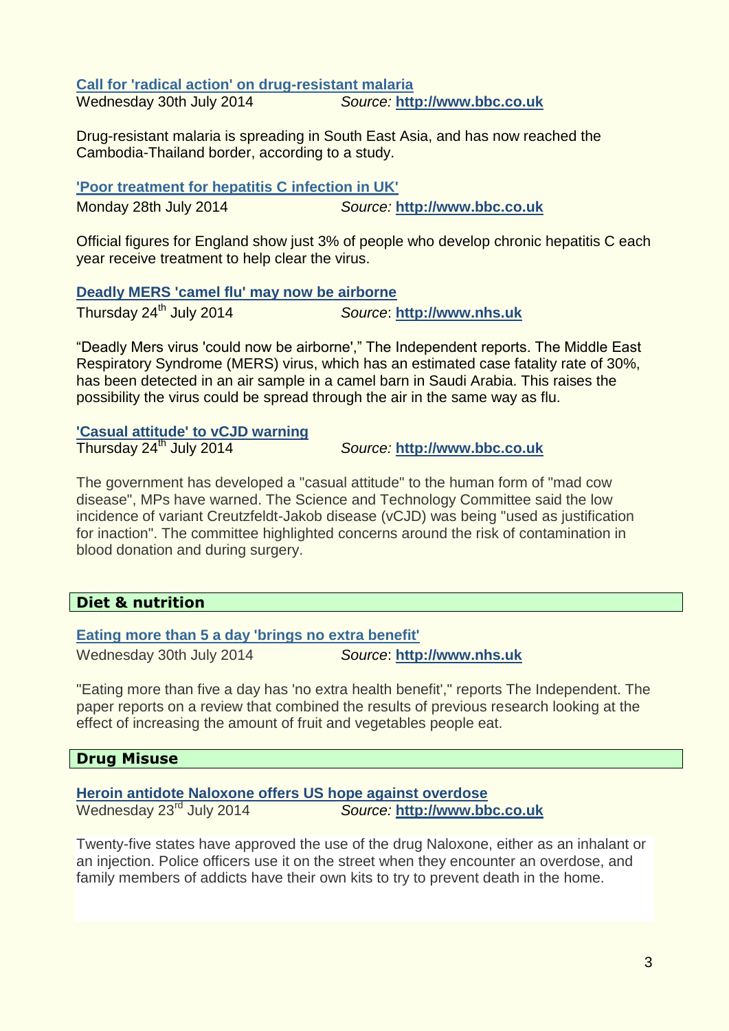### [Call for 'radical action' on drug-resistant malaria]

Wednesday 30th July 2014 *Source:* **http://www.bbc.co.uk**

Drug-resistant malaria is spreading in South East Asia, and has now reached the Cambodia-Thailand border, according to a study.

### ['Poor treatment for hepatitis C infection in UK']

Monday 28th July 2014 *Source:* **http://www.bbc.co.uk**

Official figures for England show just 3% of people who develop chronic hepatitis C each year receive treatment to help clear the virus.

### [Deadly MERS 'camel flu' may now be airborne]

Thursday 24th July 2014 *Source*: **http://www.nhs.uk**

"Deadly Mers virus 'could now be airborne'," The Independent reports. The Middle East Respiratory Syndrome (MERS) virus, which has an estimated case fatality rate of 30%, has been detected in an air sample in a camel barn in Saudi Arabia. This raises the possibility the virus could be spread through the air in the same way as flu.

### ['Casual attitude' to vCJD warning]

Thursday 24th July 2014 *Source:* **http://www.bbc.co.uk**

The government has developed a "casual attitude" to the human form of "mad cow disease", MPs have warned. The Science and Technology Committee said the low incidence of variant Creutzfeldt-Jakob disease (vCJD) was being "used as justification for inaction". The committee highlighted concerns around the risk of contamination in blood donation and during surgery.

## Diet & nutrition

### [Eating more than 5 a day 'brings no extra benefit']

Wednesday 30th July 2014 *Source*: **http://www.nhs.uk**

"Eating more than five a day has 'no extra health benefit'," reports The Independent. The paper reports on a review that combined the results of previous research looking at the effect of increasing the amount of fruit and vegetables people eat.

## Drug Misuse

### [Heroin antidote Naloxone offers US hope against overdose]

Wednesday 23rd July 2014 *Source:* **http://www.bbc.co.uk**

Twenty-five states have approved the use of the drug Naloxone, either as an inhalant or an injection. Police officers use it on the street when they encounter an overdose, and family members of addicts have their own kits to try to prevent death in the home.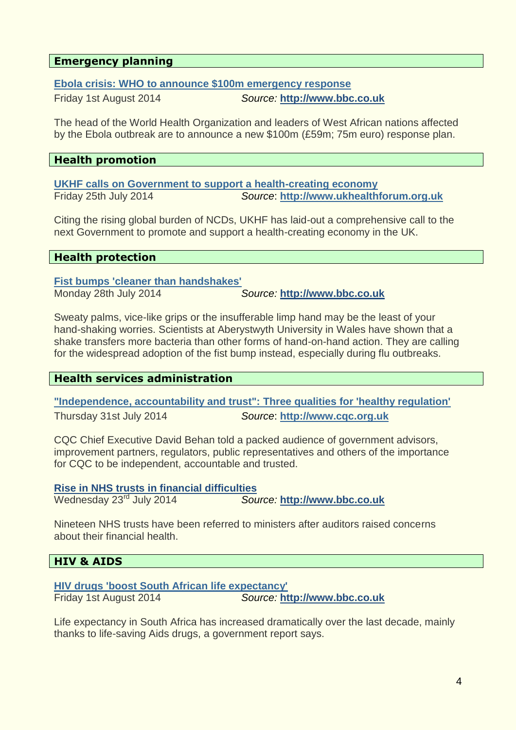## Emergency planning

**Ebola crisis: WHO to announce $100m emergency response**

Friday 1st August 2014 *Source:* **http://www.bbc.co.uk**

The head of the World Health Organization and leaders of West African nations affected by the Ebola outbreak are to announce a new $100m (£59m; 75m euro) response plan.

## Health promotion

**UKHF calls on Government to support a health-creating economy**

Friday 25th July 2014 *Source*: **http://www.ukhealthforum.org.uk**

Citing the rising global burden of NCDs, UKHF has laid-out a comprehensive call to the next Government to promote and support a health-creating economy in the UK.

## Health protection

**Fist bumps 'cleaner than handshakes'**

Monday 28th July 2014 *Source:* **http://www.bbc.co.uk**

Sweaty palms, vice-like grips or the insufferable limp hand may be the least of your hand-shaking worries. Scientists at Aberystwyth University in Wales have shown that a shake transfers more bacteria than other forms of hand-on-hand action. They are calling for the widespread adoption of the fist bump instead, especially during flu outbreaks.

## Health services administration

**"Independence, accountability and trust": Three qualities for 'healthy regulation'**

Thursday 31st July 2014 *Source*: **http://www.cqc.org.uk**

CQC Chief Executive David Behan told a packed audience of government advisors, improvement partners, regulators, public representatives and others of the importance for CQC to be independent, accountable and trusted.

**Rise in NHS trusts in financial difficulties**

Wednesday 23rd July 2014 *Source:* **http://www.bbc.co.uk**

Nineteen NHS trusts have been referred to ministers after auditors raised concerns about their financial health.

## HIV & AIDS

**HIV drugs 'boost South African life expectancy'**

Friday 1st August 2014 *Source:* **http://www.bbc.co.uk**

Life expectancy in South Africa has increased dramatically over the last decade, mainly thanks to life-saving Aids drugs, a government report says.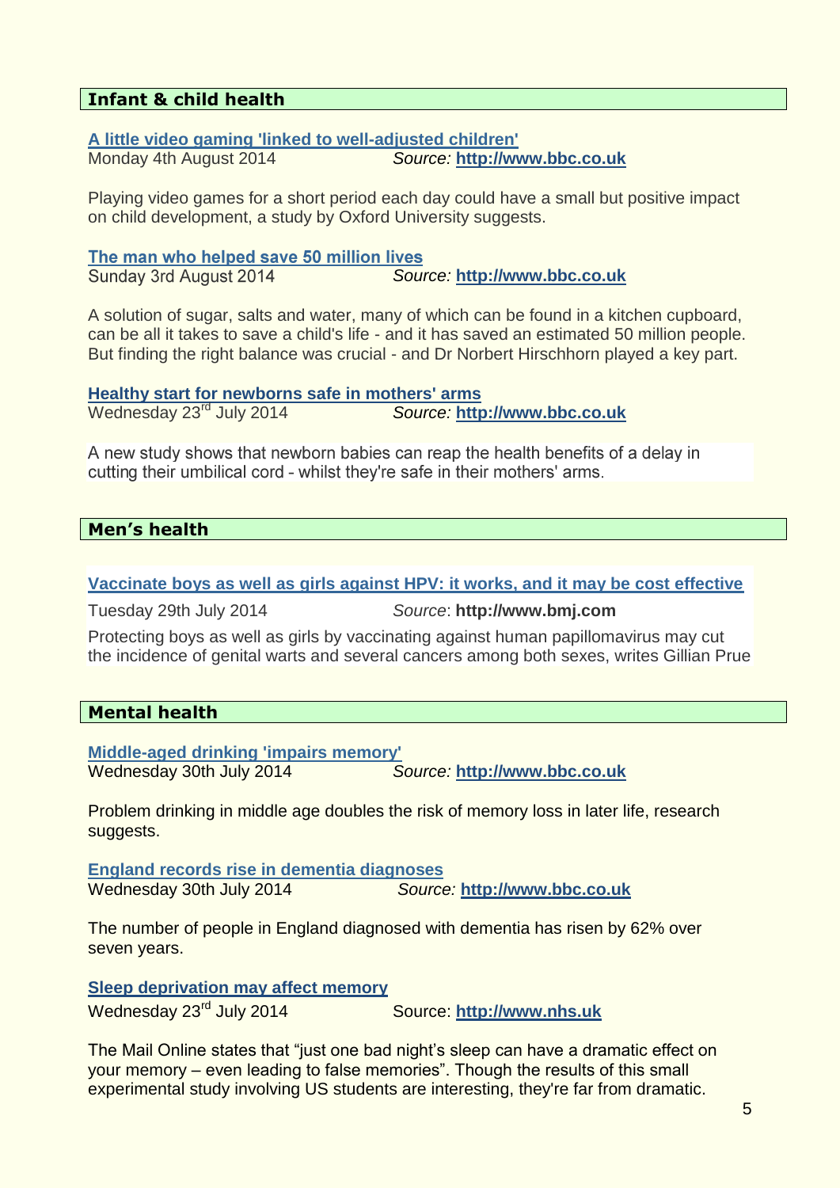## Infant & child health

**A little video gaming 'linked to well-adjusted children'**
Monday 4th August 2014 *Source:* **http://www.bbc.co.uk**

Playing video games for a short period each day could have a small but positive impact on child development, a study by Oxford University suggests.

**The man who helped save 50 million lives**
Sunday 3rd August 2014 *Source:* **http://www.bbc.co.uk**

A solution of sugar, salts and water, many of which can be found in a kitchen cupboard, can be all it takes to save a child's life - and it has saved an estimated 50 million people. But finding the right balance was crucial - and Dr Norbert Hirschhorn played a key part.

**Healthy start for newborns safe in mothers' arms**
Wednesday 23rd July 2014 *Source:* **http://www.bbc.co.uk**

A new study shows that newborn babies can reap the health benefits of a delay in cutting their umbilical cord - whilst they're safe in their mothers' arms.

## Men's health

**Vaccinate boys as well as girls against HPV: it works, and it may be cost effective**

Tuesday 29th July 2014 *Source*: **http://www.bmj.com**

Protecting boys as well as girls by vaccinating against human papillomavirus may cut the incidence of genital warts and several cancers among both sexes, writes Gillian Prue

## Mental health

**Middle-aged drinking 'impairs memory'**
Wednesday 30th July 2014 *Source:* **http://www.bbc.co.uk**

Problem drinking in middle age doubles the risk of memory loss in later life, research suggests.

**England records rise in dementia diagnoses**
Wednesday 30th July 2014 *Source:* **http://www.bbc.co.uk**

The number of people in England diagnosed with dementia has risen by 62% over seven years.

**Sleep deprivation may affect memory**
Wednesday 23rd July 2014 Source: **http://www.nhs.uk**

The Mail Online states that "just one bad night's sleep can have a dramatic effect on your memory – even leading to false memories". Though the results of this small experimental study involving US students are interesting, they're far from dramatic.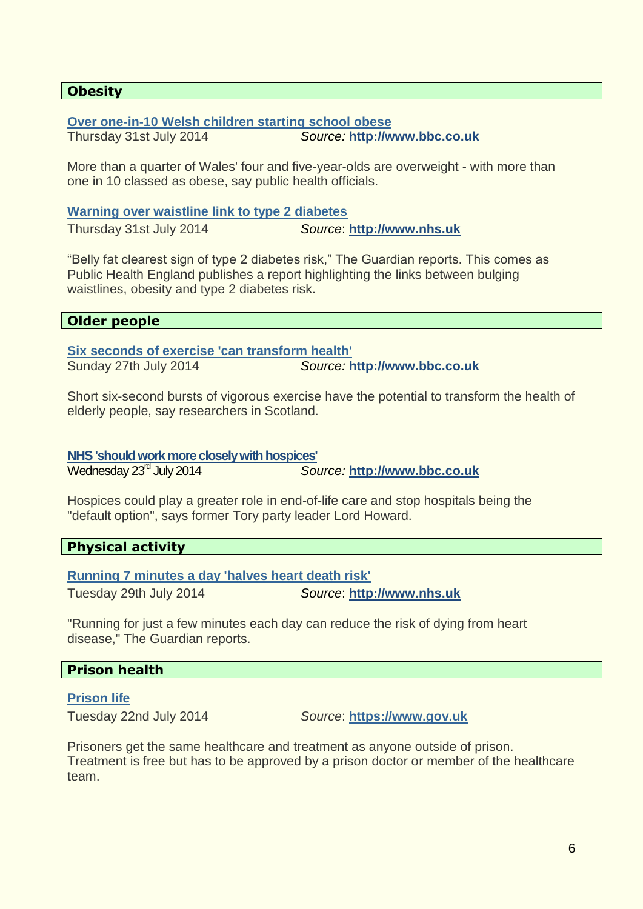## Obesity

**Over one-in-10 Welsh children starting school obese**

Thursday 31st July 2014 *Source:* **http://www.bbc.co.uk**

More than a quarter of Wales' four and five-year-olds are overweight - with more than one in 10 classed as obese, say public health officials.

**Warning over waistline link to type 2 diabetes**

Thursday 31st July 2014 *Source*: **http://www.nhs.uk**

"Belly fat clearest sign of type 2 diabetes risk," The Guardian reports. This comes as Public Health England publishes a report highlighting the links between bulging waistlines, obesity and type 2 diabetes risk.

## Older people

**Six seconds of exercise 'can transform health'**

Sunday 27th July 2014 *Source:* **http://www.bbc.co.uk**

Short six-second bursts of vigorous exercise have the potential to transform the health of elderly people, say researchers in Scotland.

**NHS 'should work more closely with hospices'**

Wednesday 23rd July 2014 *Source:* **http://www.bbc.co.uk**

Hospices could play a greater role in end-of-life care and stop hospitals being the "default option", says former Tory party leader Lord Howard.

## Physical activity

**Running 7 minutes a day 'halves heart death risk'**

Tuesday 29th July 2014 *Source*: **http://www.nhs.uk**

"Running for just a few minutes each day can reduce the risk of dying from heart disease," The Guardian reports.

## Prison health

**Prison life**

Tuesday 22nd July 2014 *Source*: **https://www.gov.uk**

Prisoners get the same healthcare and treatment as anyone outside of prison. Treatment is free but has to be approved by a prison doctor or member of the healthcare team.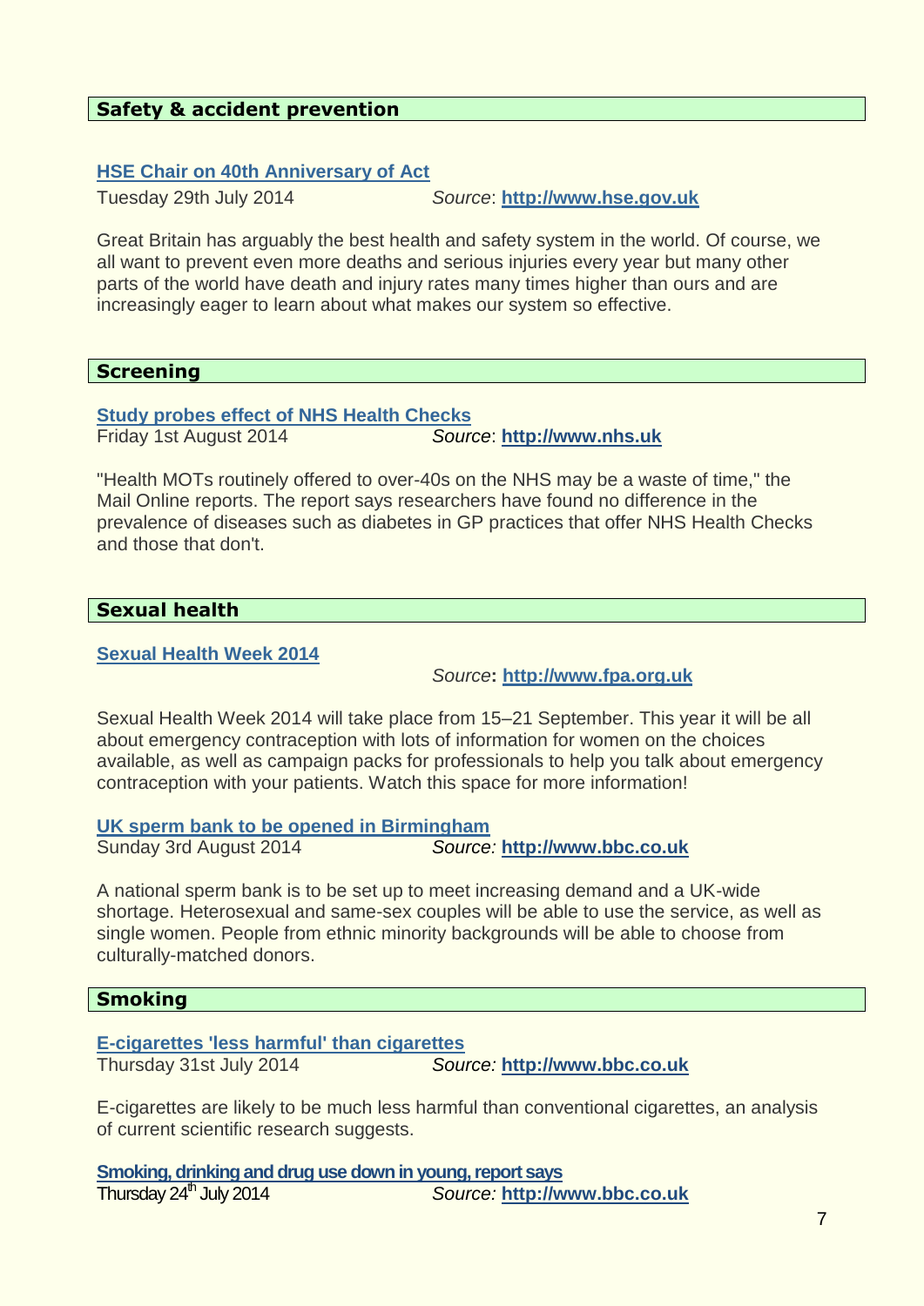## Safety & accident prevention

**[HSE Chair on 40th Anniversary of Act](http://www.hse.gov.uk)**

Tuesday 29th July 2014 *Source*: **http://www.hse.gov.uk**

Great Britain has arguably the best health and safety system in the world. Of course, we all want to prevent even more deaths and serious injuries every year but many other parts of the world have death and injury rates many times higher than ours and are increasingly eager to learn about what makes our system so effective.

## Screening

**[Study probes effect of NHS Health Checks](http://www.nhs.uk)**

Friday 1st August 2014 *Source*: **http://www.nhs.uk**

"Health MOTs routinely offered to over-40s on the NHS may be a waste of time," the Mail Online reports. The report says researchers have found no difference in the prevalence of diseases such as diabetes in GP practices that offer NHS Health Checks and those that don't.

## Sexual health

**[Sexual Health Week 2014](http://www.fpa.org.uk)**

*Source*: **http://www.fpa.org.uk**

Sexual Health Week 2014 will take place from 15–21 September. This year it will be all about emergency contraception with lots of information for women on the choices available, as well as campaign packs for professionals to help you talk about emergency contraception with your patients. Watch this space for more information!

**[UK sperm bank to be opened in Birmingham](http://www.bbc.co.uk)**

Sunday 3rd August 2014 *Source:* **http://www.bbc.co.uk**

A national sperm bank is to be set up to meet increasing demand and a UK-wide shortage. Heterosexual and same-sex couples will be able to use the service, as well as single women. People from ethnic minority backgrounds will be able to choose from culturally-matched donors.

## Smoking

**[E-cigarettes 'less harmful' than cigarettes](http://www.bbc.co.uk)**

Thursday 31st July 2014 *Source:* **http://www.bbc.co.uk**

E-cigarettes are likely to be much less harmful than conventional cigarettes, an analysis of current scientific research suggests.

**[Smoking, drinking and drug use down in young, report says](http://www.bbc.co.uk)**

Thursday 24th July 2014 *Source:* **http://www.bbc.co.uk**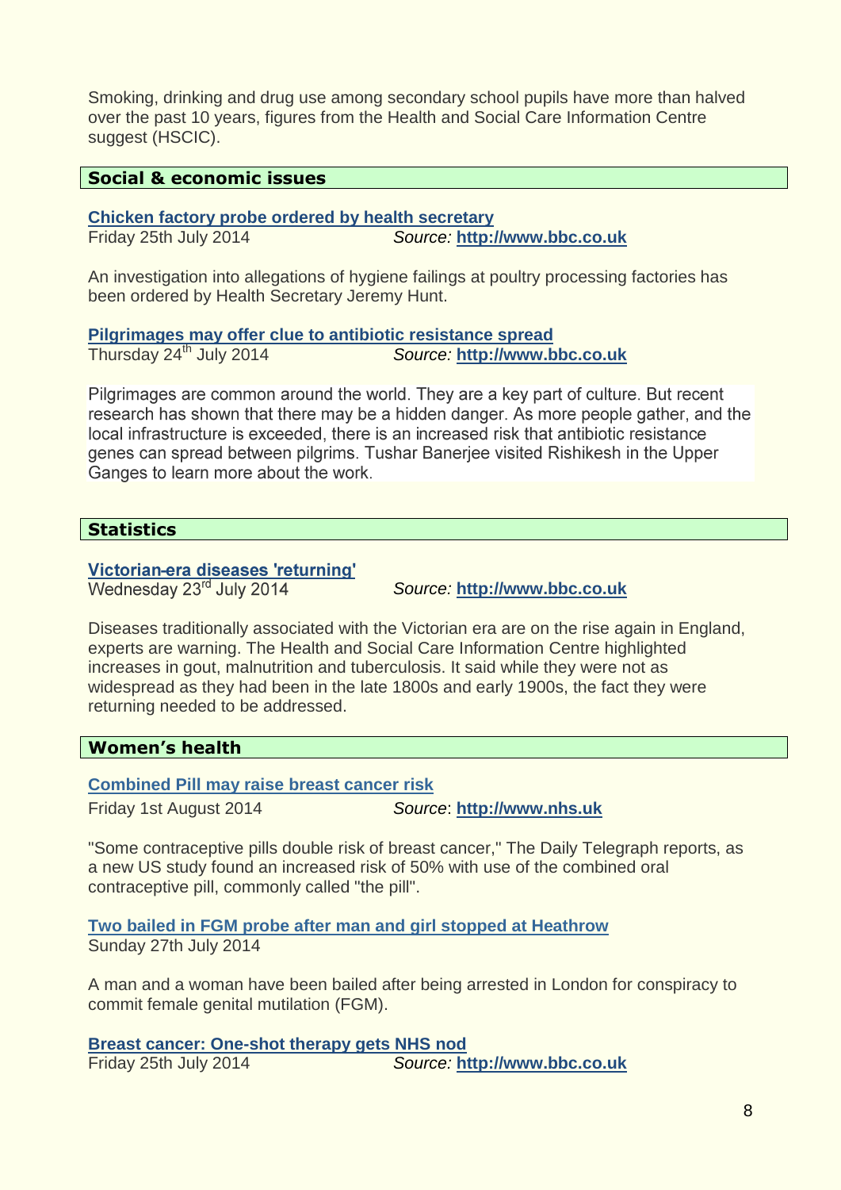Smoking, drinking and drug use among secondary school pupils have more than halved over the past 10 years, figures from the Health and Social Care Information Centre suggest (HSCIC).

## Social & economic issues

**Chicken factory probe ordered by health secretary**
Friday 25th July 2014 *Source:* **http://www.bbc.co.uk**

An investigation into allegations of hygiene failings at poultry processing factories has been ordered by Health Secretary Jeremy Hunt.

**Pilgrimages may offer clue to antibiotic resistance spread**
Thursday 24th July 2014 *Source:* **http://www.bbc.co.uk**

Pilgrimages are common around the world. They are a key part of culture. But recent research has shown that there may be a hidden danger. As more people gather, and the local infrastructure is exceeded, there is an increased risk that antibiotic resistance genes can spread between pilgrims. Tushar Banerjee visited Rishikesh in the Upper Ganges to learn more about the work.

## Statistics

**Victorian-era diseases 'returning'**
Wednesday 23rd July 2014 *Source:* **http://www.bbc.co.uk**

Diseases traditionally associated with the Victorian era are on the rise again in England, experts are warning. The Health and Social Care Information Centre highlighted increases in gout, malnutrition and tuberculosis. It said while they were not as widespread as they had been in the late 1800s and early 1900s, the fact they were returning needed to be addressed.

## Women's health

**Combined Pill may raise breast cancer risk**
Friday 1st August 2014 *Source*: **http://www.nhs.uk**

"Some contraceptive pills double risk of breast cancer," The Daily Telegraph reports, as a new US study found an increased risk of 50% with use of the combined oral contraceptive pill, commonly called "the pill".

**Two bailed in FGM probe after man and girl stopped at Heathrow**
Sunday 27th July 2014

A man and a woman have been bailed after being arrested in London for conspiracy to commit female genital mutilation (FGM).

**Breast cancer: One-shot therapy gets NHS nod**
Friday 25th July 2014 *Source:* **http://www.bbc.co.uk**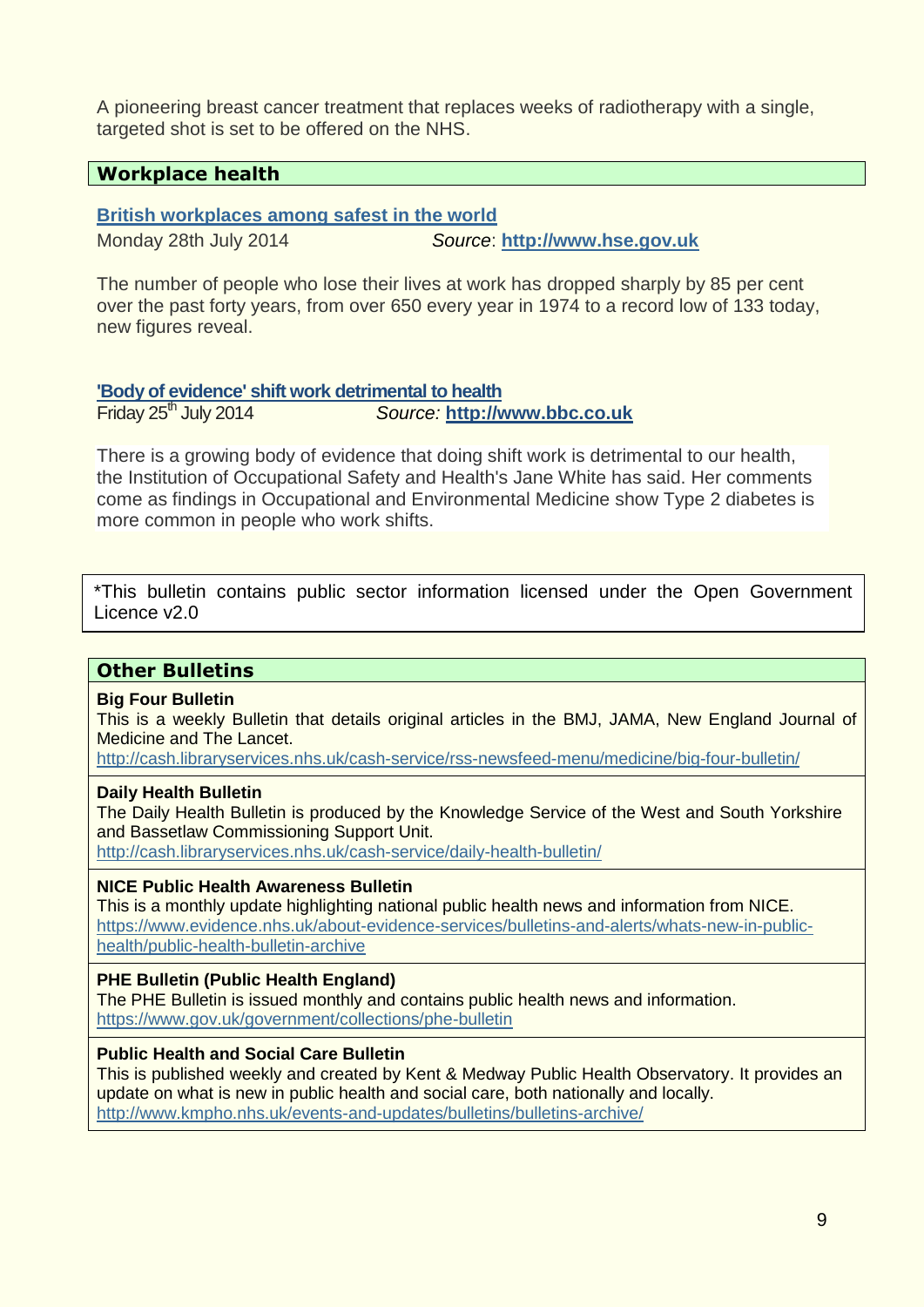A pioneering breast cancer treatment that replaces weeks of radiotherapy with a single, targeted shot is set to be offered on the NHS.

## Workplace health

**British workplaces among safest in the world**

Monday 28th July 2014 *Source*: **http://www.hse.gov.uk**

The number of people who lose their lives at work has dropped sharply by 85 per cent over the past forty years, from over 650 every year in 1974 to a record low of 133 today, new figures reveal.

**'Body of evidence' shift work detrimental to health**

Friday 25th July 2014 *Source:* **http://www.bbc.co.uk**

There is a growing body of evidence that doing shift work is detrimental to our health, the Institution of Occupational Safety and Health's Jane White has said. Her comments come as findings in Occupational and Environmental Medicine show Type 2 diabetes is more common in people who work shifts.

*This bulletin contains public sector information licensed under the Open Government Licence v2.0

## Other Bulletins

**Big Four Bulletin**

This is a weekly Bulletin that details original articles in the BMJ, JAMA, New England Journal of Medicine and The Lancet.

http://cash.libraryservices.nhs.uk/cash-service/rss-newsfeed-menu/medicine/big-four-bulletin/

**Daily Health Bulletin**

The Daily Health Bulletin is produced by the Knowledge Service of the West and South Yorkshire and Bassetlaw Commissioning Support Unit.

http://cash.libraryservices.nhs.uk/cash-service/daily-health-bulletin/

**NICE Public Health Awareness Bulletin**

This is a monthly update highlighting national public health news and information from NICE.

https://www.evidence.nhs.uk/about-evidence-services/bulletins-and-alerts/whats-new-in-public-health/public-health-bulletin-archive

**PHE Bulletin (Public Health England)**

The PHE Bulletin is issued monthly and contains public health news and information.

https://www.gov.uk/government/collections/phe-bulletin

**Public Health and Social Care Bulletin**

This is published weekly and created by Kent & Medway Public Health Observatory. It provides an update on what is new in public health and social care, both nationally and locally.

http://www.kmpho.nhs.uk/events-and-updates/bulletins/bulletins-archive/